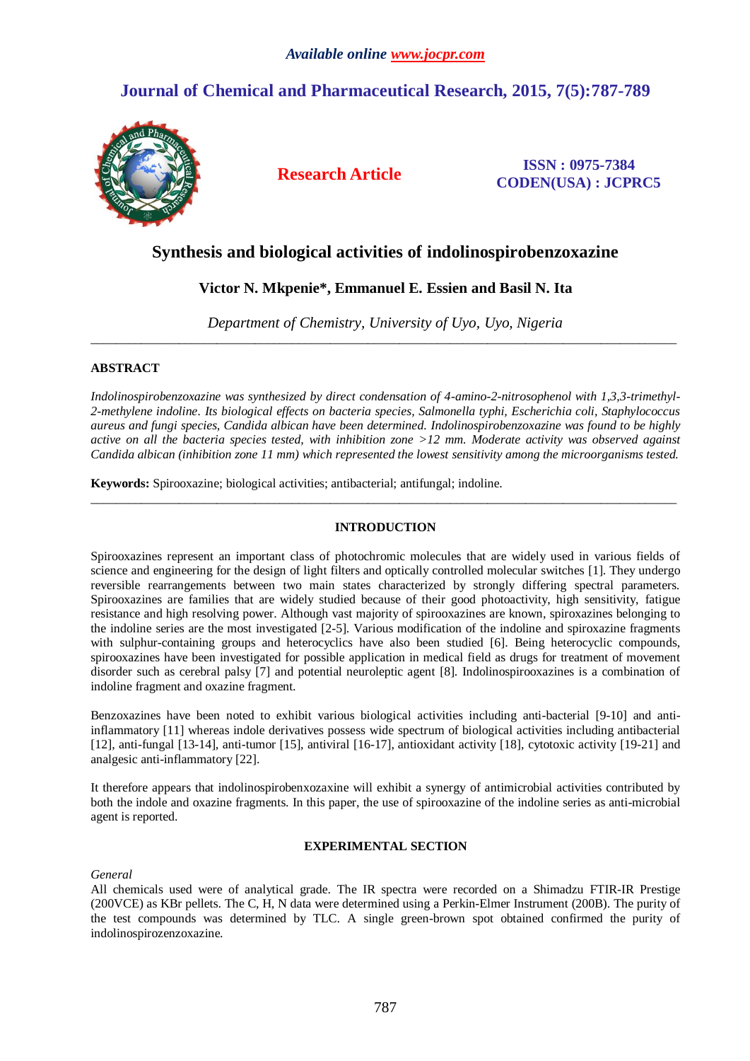# Synthesis and biological activities of indolinospirobenzoxazine

**Victor N. Mkpenie\*, Emmanuel E. Essien and Basil N. Ita**

*Department of Chemistry, University of Uyo, Uyo, Nigeria*

---

## ABSTRACT

*Indolinospirobenzoxazine was synthesized by direct condensation of 4-amino-2-nitrosophenol with 1,3,3-trimethyl-2-methylene indoline. Its biological effects on bacteria species, Salmonella typhi, Escherichia coli, Staphylococcus aureus and fungi species, Candida albican have been determined. Indolinospirobenzoxazine was found to be highly active on all the bacteria species tested, with inhibition zone >12 mm. Moderate activity was observed against Candida albican (inhibition zone 11 mm) which represented the lowest sensitivity among the microorganisms tested.*

**Keywords:** Spirooxazine; biological activities; antibacterial; antifungal; indoline.

---

## INTRODUCTION

Spirooxazines represent an important class of photochromic molecules that are widely used in various fields of science and engineering for the design of light filters and optically controlled molecular switches [1]. They undergo reversible rearrangements between two main states characterized by strongly differing spectral parameters. Spirooxazines are families that are widely studied because of their good photoactivity, high sensitivity, fatigue resistance and high resolving power. Although vast majority of spirooxazines are known, spiroxazines belonging to the indoline series are the most investigated [2-5]. Various modification of the indoline and spiroxazine fragments with sulphur-containing groups and heterocyclics have also been studied [6]. Being heterocyclic compounds, spirooxazines have been investigated for possible application in medical field as drugs for treatment of movement disorder such as cerebral palsy [7] and potential neuroleptic agent [8]. Indolinospirooxazines is a combination of indoline fragment and oxazine fragment.

Benzoxazines have been noted to exhibit various biological activities including anti-bacterial [9-10] and anti-inflammatory [11] whereas indole derivatives possess wide spectrum of biological activities including antibacterial [12], anti-fungal [13-14], anti-tumor [15], antiviral [16-17], antioxidant activity [18], cytotoxic activity [19-21] and analgesic anti-inflammatory [22].

It therefore appears that indolinospirobenxozaxine will exhibit a synergy of antimicrobial activities contributed by both the indole and oxazine fragments. In this paper, the use of spirooxazine of the indoline series as anti-microbial agent is reported.

## EXPERIMENTAL SECTION

*General*

All chemicals used were of analytical grade. The IR spectra were recorded on a Shimadzu FTIR-IR Prestige (200VCE) as KBr pellets. The C, H, N data were determined using a Perkin-Elmer Instrument (200B). The purity of the test compounds was determined by TLC. A single green-brown spot obtained confirmed the purity of indolinospirozenzoxazine.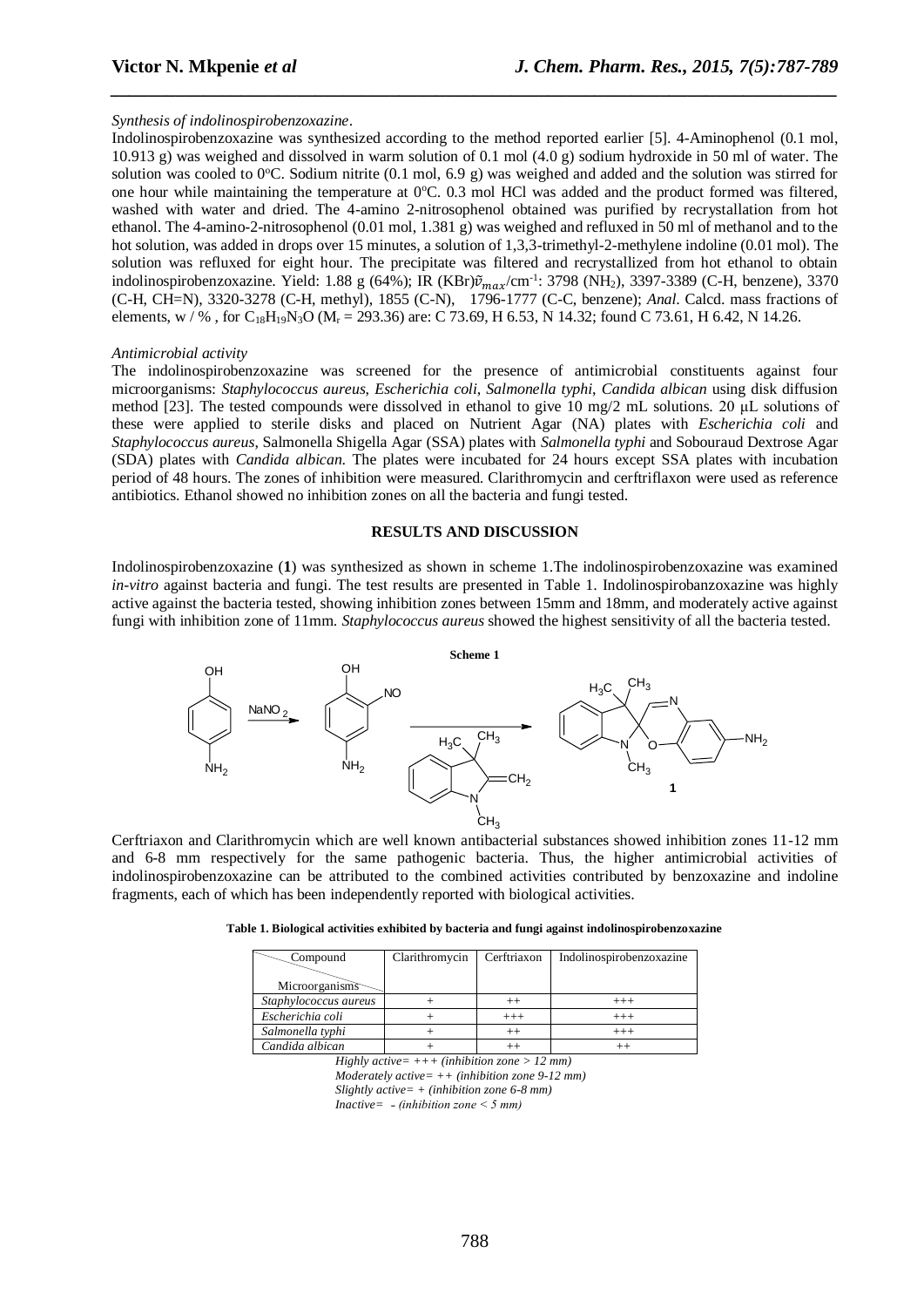*Synthesis of indolinospirobenzoxazine*.

Indolinospirobenzoxazine was synthesized according to the method reported earlier [5]. 4-Aminophenol (0.1 mol, 10.913 g) was weighed and dissolved in warm solution of 0.1 mol (4.0 g) sodium hydroxide in 50 ml of water. The solution was cooled to 0°C. Sodium nitrite (0.1 mol, 6.9 g) was weighed and added and the solution was stirred for one hour while maintaining the temperature at 0°C. 0.3 mol HCl was added and the product formed was filtered, washed with water and dried. The 4-amino 2-nitrosophenol obtained was purified by recrystallation from hot ethanol. The 4-amino-2-nitrosophenol (0.01 mol, 1.381 g) was weighed and refluxed in 50 ml of methanol and to the hot solution, was added in drops over 15 minutes, a solution of 1,3,3-trimethyl-2-methylene indoline (0.01 mol). The solution was refluxed for eight hour. The precipitate was filtered and recrystallized from hot ethanol to obtain indolinospirobenzoxazine. Yield: 1.88 g (64%); IR (KBr)$\tilde{\nu}_{max}$/cm$^{-1}$: 3798 ($NH_2$), 3397-3389 (C-H, benzene), 3370 (C-H, CH=N), 3320-3278 (C-H, methyl), 1855 (C-N), 1796-1777 (C-C, benzene); *Anal*. Calcd. mass fractions of elements, w / % , for $C_{18}H_{19}N_3O$ ($M_r$ = 293.36) are: C 73.69, H 6.53, N 14.32; found C 73.61, H 6.42, N 14.26.

*Antimicrobial activity*

The indolinospirobenzoxazine was screened for the presence of antimicrobial constituents against four microorganisms: *Staphylococcus aureus, Escherichia coli, Salmonella typhi, Candida albican* using disk diffusion method [23]. The tested compounds were dissolved in ethanol to give 10 mg/2 mL solutions. 20 μL solutions of these were applied to sterile disks and placed on Nutrient Agar (NA) plates with *Escherichia coli* and *Staphylococcus aureus*, Salmonella Shigella Agar (SSA) plates with *Salmonella typhi* and Sobouraud Dextrose Agar (SDA) plates with *Candida albican*. The plates were incubated for 24 hours except SSA plates with incubation period of 48 hours. The zones of inhibition were measured. Clarithromycin and cerftriflaxon were used as reference antibiotics. Ethanol showed no inhibition zones on all the bacteria and fungi tested.

## RESULTS AND DISCUSSION

Indolinospirobenzoxazine (**1**) was synthesized as shown in scheme 1.The indolinospirobenzoxazine was examined *in-vitro* against bacteria and fungi. The test results are presented in Table 1. Indolinospirobanzoxazine was highly active against the bacteria tested, showing inhibition zones between 15mm and 18mm, and moderately active against fungi with inhibition zone of 11mm. *Staphylococcus aureus* showed the highest sensitivity of all the bacteria tested.

**Scheme 1**

Cerftriaxon and Clarithromycin which are well known antibacterial substances showed inhibition zones 11-12 mm and 6-8 mm respectively for the same pathogenic bacteria. Thus, the higher antimicrobial activities of indolinospirobenzoxazine can be attributed to the combined activities contributed by benzoxazine and indoline fragments, each of which has been independently reported with biological activities.

**Table 1. Biological activities exhibited by bacteria and fungi against indolinospirobenzoxazine**

| Compound / Microorganisms | Clarithromycin | Cerftriaxon | Indolinospirobenzoxazine |
|---|---|---|---|
| *Staphylococcus aureus* | + | ++ | +++ |
| *Escherichia coli* | + | +++ | +++ |
| *Salmonella typhi* | + | ++ | +++ |
| *Candida albican* | + | ++ | ++ |

*Highly active= +++ (inhibition zone > 12 mm)*
*Moderately active= ++ (inhibition zone 9-12 mm)*
*Slightly active= + (inhibition zone 6-8 mm)*
*Inactive= - (inhibition zone < 5 mm)*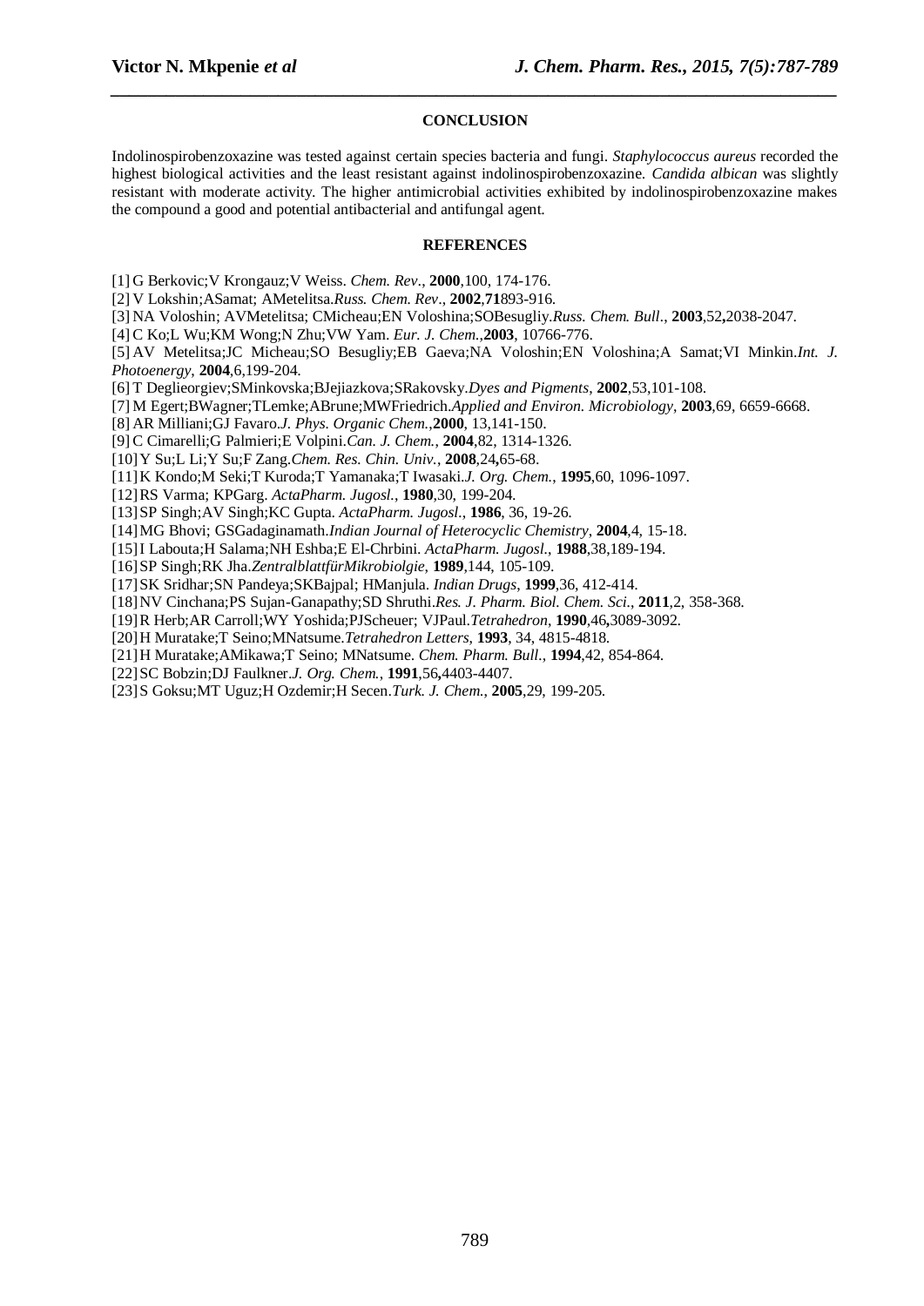## CONCLUSION

Indolinospirobenzoxazine was tested against certain species bacteria and fungi. *Staphylococcus aureus* recorded the highest biological activities and the least resistant against indolinospirobenzoxazine. *Candida albican* was slightly resistant with moderate activity. The higher antimicrobial activities exhibited by indolinospirobenzoxazine makes the compound a good and potential antibacterial and antifungal agent.

## REFERENCES

[1] G Berkovic;V Krongauz;V Weiss. *Chem. Rev*., **2000**,100, 174-176.
[2] V Lokshin;ASamat; AMetelitsa.*Russ. Chem. Rev*., **2002**,**71**893-916.
[3] NA Voloshin; AVMetelitsa; CMicheau;EN Voloshina;SOBesugliy.*Russ. Chem. Bull*., **2003**,52**,**2038-2047.
[4] C Ko;L Wu;KM Wong;N Zhu;VW Yam. *Eur. J. Chem*.,**2003**, 10766-776.
[5] AV Metelitsa;JC Micheau;SO Besugliy;EB Gaeva;NA Voloshin;EN Voloshina;A Samat;VI Minkin.*Int. J. Photoenergy*, **2004**,6,199-204.
[6] T Deglieorgiev;SMinkovska;BJejiazkova;SRakovsky.*Dyes and Pigments*, **2002**,53,101-108.
[7] M Egert;BWagner;TLemke;ABrune;MWFriedrich.*Applied and Environ. Microbiology*, **2003**,69, 6659-6668.
[8] AR Milliani;GJ Favaro.*J. Phys. Organic Chem.*,**2000**, 13,141-150.
[9] C Cimarelli;G Palmieri;E Volpini.*Can. J. Chem.*, **2004**,82, 1314-1326.
[10] Y Su;L Li;Y Su;F Zang.*Chem. Res. Chin. Univ.*, **2008**,24**,**65-68.
[11] K Kondo;M Seki;T Kuroda;T Yamanaka;T Iwasaki.*J. Org. Chem.*, **1995**,60, 1096-1097.
[12] RS Varma; KPGarg. *ActaPharm. Jugosl.*, **1980**,30, 199-204.
[13] SP Singh;AV Singh;KC Gupta. *ActaPharm. Jugosl*., **1986**, 36, 19-26.
[14] MG Bhovi; GSGadaginamath.*Indian Journal of Heterocyclic Chemistry*, **2004**,4, 15-18.
[15] I Labouta;H Salama;NH Eshba;E El-Chrbini. *ActaPharm. Jugosl.*, **1988**,38,189-194.
[16] SP Singh;RK Jha.*ZentralblattfürMikrobiolgie*, **1989**,144, 105-109.
[17] SK Sridhar;SN Pandeya;SKBajpal; HManjula. *Indian Drugs*, **1999**,36, 412-414.
[18] NV Cinchana;PS Sujan-Ganapathy;SD Shruthi.*Res. J. Pharm. Biol. Chem. Sci.*, **2011**,2, 358-368.
[19] R Herb;AR Carroll;WY Yoshida;PJScheuer; VJPaul.*Tetrahedron*, **1990**,46**,**3089-3092.
[20] H Muratake;T Seino;MNatsume.*Tetrahedron Letters*, **1993**, 34, 4815-4818.
[21] H Muratake;AMikawa;T Seino; MNatsume. *Chem. Pharm. Bull*., **1994**,42, 854-864.
[22] SC Bobzin;DJ Faulkner.*J. Org. Chem.*, **1991**,56**,**4403-4407.
[23] S Goksu;MT Uguz;H Ozdemir;H Secen.*Turk. J. Chem.*, **2005**,29, 199-205.